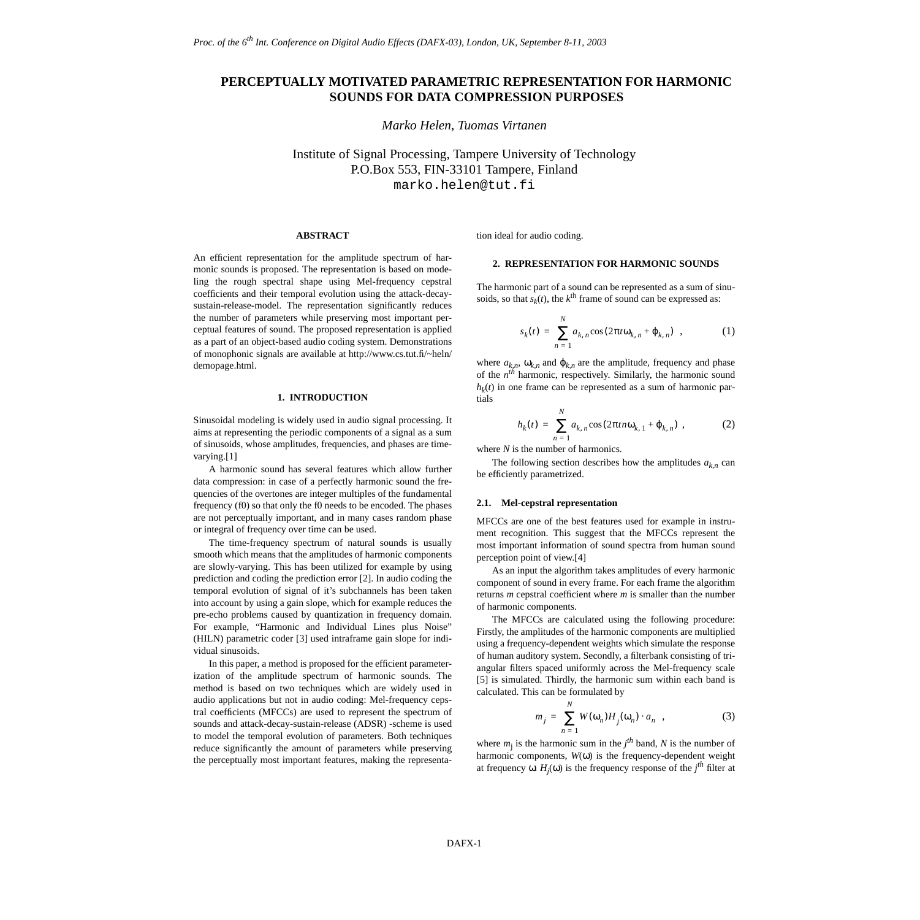# PERCEPTUALLY MOTIVATED PARAMETRIC REPRESENTATION FOR HARMONIC SOUNDS FOR DATA COMPRESSION PURPOSES

*Marko Helen, Tuomas Virtanen*

Institute of Signal Processing, Tampere University of Technology
P.O.Box 553, FIN-33101 Tampere, Finland
marko.helen@tut.fi

#### ABSTRACT

An efficient representation for the amplitude spectrum of harmonic sounds is proposed. The representation is based on modeling the rough spectral shape using Mel-frequency cepstral coefficients and their temporal evolution using the attack-decay-sustain-release-model. The representation significantly reduces the number of parameters while preserving most important perceptual features of sound. The proposed representation is applied as a part of an object-based audio coding system. Demonstrations of monophonic signals are available at http://www.cs.tut.fi/~heln/demopage.html.

## 1. INTRODUCTION

Sinusoidal modeling is widely used in audio signal processing. It aims at representing the periodic components of a signal as a sum of sinusoids, whose amplitudes, frequencies, and phases are time-varying.[1]

A harmonic sound has several features which allow further data compression: in case of a perfectly harmonic sound the frequencies of the overtones are integer multiples of the fundamental frequency (f0) so that only the f0 needs to be encoded. The phases are not perceptually important, and in many cases random phase or integral of frequency over time can be used.

The time-frequency spectrum of natural sounds is usually smooth which means that the amplitudes of harmonic components are slowly-varying. This has been utilized for example by using prediction and coding the prediction error [2]. In audio coding the temporal evolution of signal of it's subchannels has been taken into account by using a gain slope, which for example reduces the pre-echo problems caused by quantization in frequency domain. For example, "Harmonic and Individual Lines plus Noise" (HILN) parametric coder [3] used intraframe gain slope for individual sinusoids.

In this paper, a method is proposed for the efficient parameterization of the amplitude spectrum of harmonic sounds. The method is based on two techniques which are widely used in audio applications but not in audio coding: Mel-frequency cepstral coefficients (MFCCs) are used to represent the spectrum of sounds and attack-decay-sustain-release (ADSR) -scheme is used to model the temporal evolution of parameters. Both techniques reduce significantly the amount of parameters while preserving the perceptually most important features, making the representation ideal for audio coding.

## 2. REPRESENTATION FOR HARMONIC SOUNDS

The harmonic part of a sound can be represented as a sum of sinusoids, so that $s_k(t)$, the $k^{\text{th}}$ frame of sound can be expressed as:

$$s_k(t) = \sum_{n=1}^{N} a_{k,n} \cos(2\pi t \omega_{k,n} + \varphi_{k,n}) \quad , \tag{1}$$

where $a_{k,n}$, $\omega_{k,n}$ and $\varphi_{k,n}$ are the amplitude, frequency and phase of the $n^{th}$ harmonic, respectively. Similarly, the harmonic sound $h_k(t)$ in one frame can be represented as a sum of harmonic partials

$$h_k(t) = \sum_{n=1}^{N} a_{k,n} \cos(2\pi t n \omega_{k,1} + \varphi_{k,n}) \quad , \tag{2}$$

where $N$ is the number of harmonics.

The following section describes how the amplitudes $a_{k,n}$ can be efficiently parametrized.

### 2.1. Mel-cepstral representation

MFCCs are one of the best features used for example in instrument recognition. This suggest that the MFCCs represent the most important information of sound spectra from human sound perception point of view.[4]

As an input the algorithm takes amplitudes of every harmonic component of sound in every frame. For each frame the algorithm returns $m$ cepstral coefficient where $m$ is smaller than the number of harmonic components.

The MFCCs are calculated using the following procedure: Firstly, the amplitudes of the harmonic components are multiplied using a frequency-dependent weights which simulate the response of human auditory system. Secondly, a filterbank consisting of triangular filters spaced uniformly across the Mel-frequency scale [5] is simulated. Thirdly, the harmonic sum within each band is calculated. This can be formulated by

$$m_j = \sum_{n=1}^{N} W(\omega_n) H_j(\omega_n) \cdot a_n \quad , \tag{3}$$

where $m_j$ is the harmonic sum in the $j^{th}$ band, $N$ is the number of harmonic components, $W(\omega)$ is the frequency-dependent weight at frequency $\omega$, $H_j(\omega)$ is the frequency response of the $j^{th}$ filter at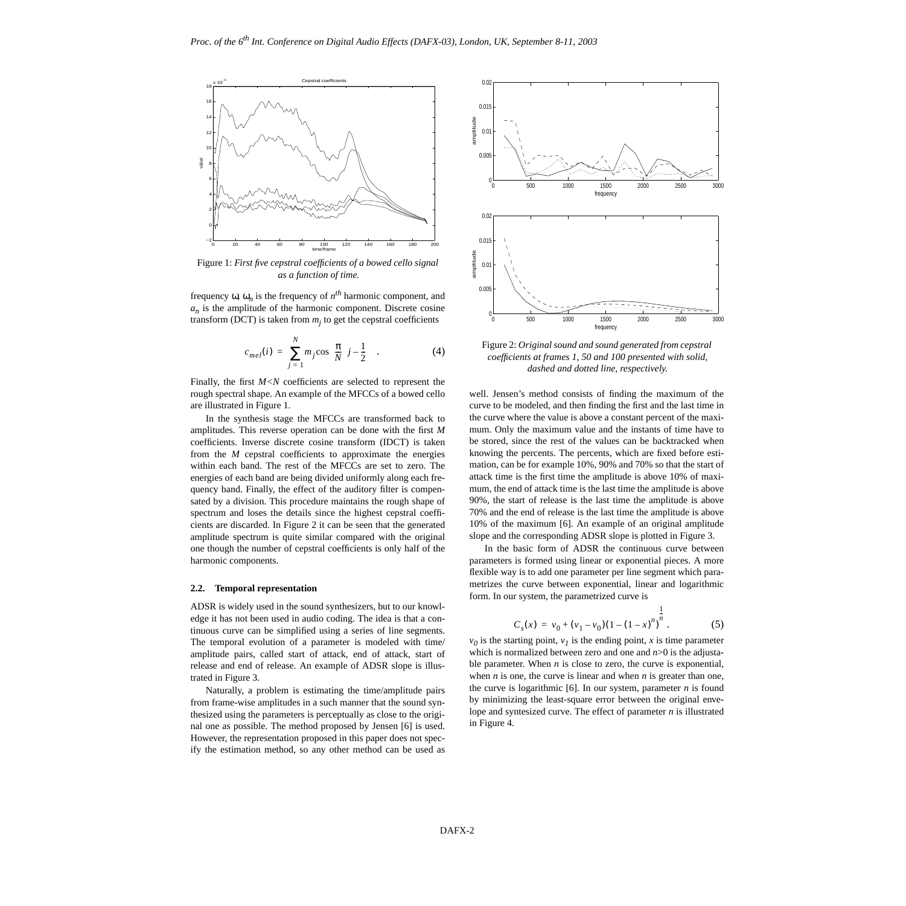Figure 1: *First five cepstral coefficients of a bowed cello signal as a function of time.*

frequency ω, $\omega_n$ is the frequency of $n^{th}$ harmonic component, and $a_n$ is the amplitude of the harmonic component. Discrete cosine transform (DCT) is taken from $m_j$ to get the cepstral coefficients

$$c_{mel}(i) = \sum_{j=1}^{N} m_j \cos\left(\frac{\pi}{N}\left(j - \frac{1}{2}\right)\right). \quad (4)$$

Finally, the first $M<N$ coefficients are selected to represent the rough spectral shape. An example of the MFCCs of a bowed cello are illustrated in Figure 1.

In the synthesis stage the MFCCs are transformed back to amplitudes. This reverse operation can be done with the first $M$ coefficients. Inverse discrete cosine transform (IDCT) is taken from the $M$ cepstral coefficients to approximate the energies within each band. The rest of the MFCCs are set to zero. The energies of each band are being divided uniformly along each frequency band. Finally, the effect of the auditory filter is compensated by a division. This procedure maintains the rough shape of spectrum and loses the details since the highest cepstral coefficients are discarded. In Figure 2 it can be seen that the generated amplitude spectrum is quite similar compared with the original one though the number of cepstral coefficients is only half of the harmonic components.

### 2.2. Temporal representation

ADSR is widely used in the sound synthesizers, but to our knowledge it has not been used in audio coding. The idea is that a continuous curve can be simplified using a series of line segments. The temporal evolution of a parameter is modeled with time/amplitude pairs, called start of attack, end of attack, start of release and end of release. An example of ADSR slope is illustrated in Figure 3.

Naturally, a problem is estimating the time/amplitude pairs from frame-wise amplitudes in a such manner that the sound synthesized using the parameters is perceptually as close to the original one as possible. The method proposed by Jensen [6] is used. However, the representation proposed in this paper does not specify the estimation method, so any other method can be used as well. Jensen's method consists of finding the maximum of the curve to be modeled, and then finding the first and the last time in the curve where the value is above a constant percent of the maximum. Only the maximum value and the instants of time have to be stored, since the rest of the values can be backtracked when knowing the percents. The percents, which are fixed before estimation, can be for example 10%, 90% and 70% so that the start of attack time is the first time the amplitude is above 10% of maximum, the end of attack time is the last time the amplitude is above 90%, the start of release is the last time the amplitude is above 70% and the end of release is the last time the amplitude is above 10% of the maximum [6]. An example of an original amplitude slope and the corresponding ADSR slope is plotted in Figure 3.

Figure 2: *Original sound and sound generated from cepstral coefficients at frames 1, 50 and 100 presented with solid, dashed and dotted line, respectively.*

In the basic form of ADSR the continuous curve between parameters is formed using linear or exponential pieces. A more flexible way is to add one parameter per line segment which parametrizes the curve between exponential, linear and logarithmic form. In our system, the parametrized curve is

$$C_s(x) = v_0 + (v_1 - v_0)(1 - (1 - x)^n)^{\frac{1}{n}}. \quad (5)$$

$v_0$ is the starting point, $v_1$ is the ending point, $x$ is time parameter which is normalized between zero and one and $n>0$ is the adjustable parameter. When $n$ is close to zero, the curve is exponential, when $n$ is one, the curve is linear and when $n$ is greater than one, the curve is logarithmic [6]. In our system, parameter $n$ is found by minimizing the least-square error between the original envelope and syntesized curve. The effect of parameter $n$ is illustrated in Figure 4.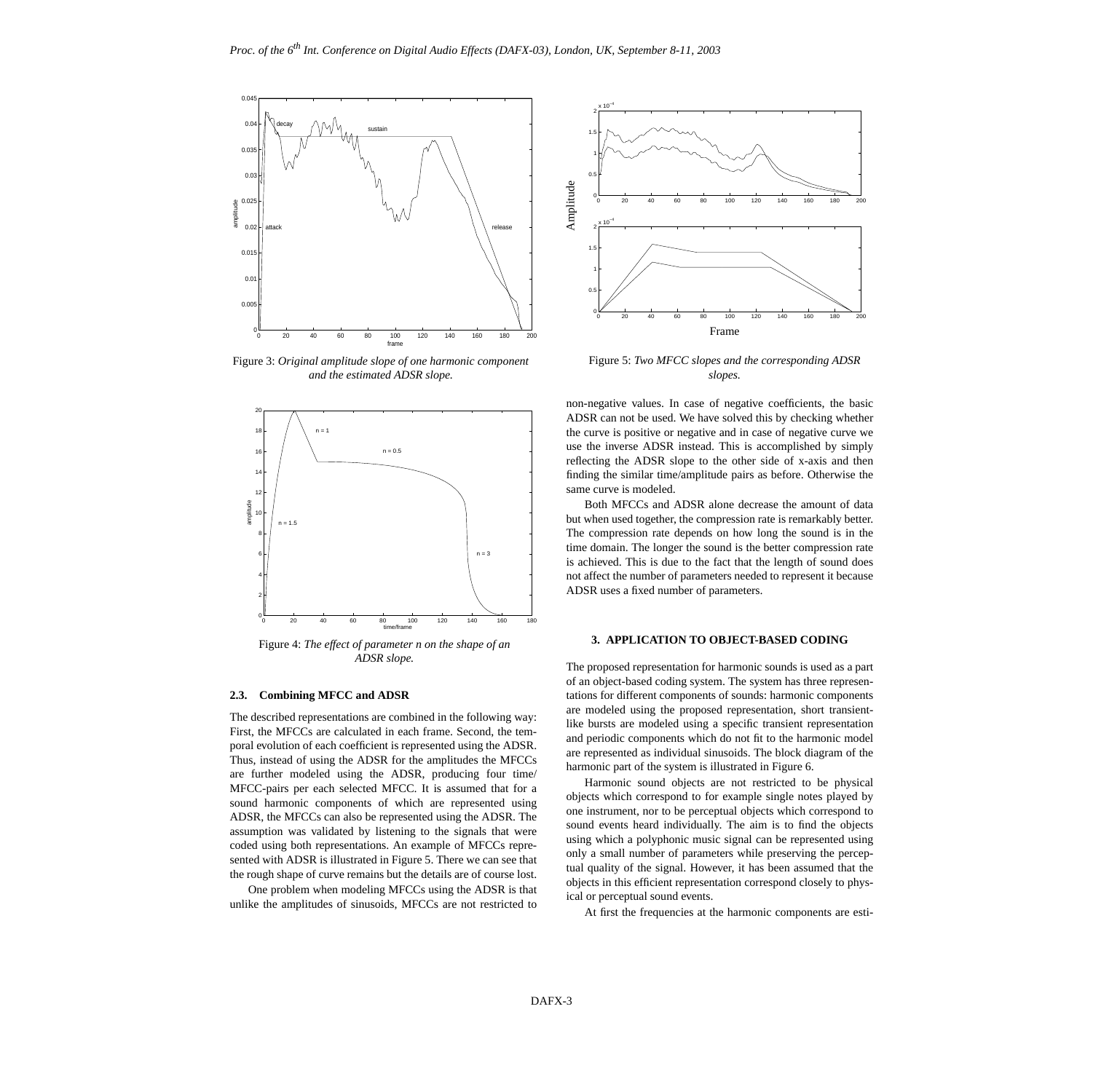Figure 3: *Original amplitude slope of one harmonic component and the estimated ADSR slope.*

Figure 4: *The effect of parameter n on the shape of an ADSR slope.*

### 2.3. Combining MFCC and ADSR

The described representations are combined in the following way: First, the MFCCs are calculated in each frame. Second, the temporal evolution of each coefficient is represented using the ADSR. Thus, instead of using the ADSR for the amplitudes the MFCCs are further modeled using the ADSR, producing four time/MFCC-pairs per each selected MFCC. It is assumed that for a sound harmonic components of which are represented using ADSR, the MFCCs can also be represented using the ADSR. The assumption was validated by listening to the signals that were coded using both representations. An example of MFCCs represented with ADSR is illustrated in Figure 5. There we can see that the rough shape of curve remains but the details are of course lost.

One problem when modeling MFCCs using the ADSR is that unlike the amplitudes of sinusoids, MFCCs are not restricted to non-negative values. In case of negative coefficients, the basic ADSR can not be used. We have solved this by checking whether the curve is positive or negative and in case of negative curve we use the inverse ADSR instead. This is accomplished by simply reflecting the ADSR slope to the other side of x-axis and then finding the similar time/amplitude pairs as before. Otherwise the same curve is modeled.

Figure 5: *Two MFCC slopes and the corresponding ADSR slopes.*

Both MFCCs and ADSR alone decrease the amount of data but when used together, the compression rate is remarkably better. The compression rate depends on how long the sound is in the time domain. The longer the sound is the better compression rate is achieved. This is due to the fact that the length of sound does not affect the number of parameters needed to represent it because ADSR uses a fixed number of parameters.

## 3. APPLICATION TO OBJECT-BASED CODING

The proposed representation for harmonic sounds is used as a part of an object-based coding system. The system has three representations for different components of sounds: harmonic components are modeled using the proposed representation, short transient-like bursts are modeled using a specific transient representation and periodic components which do not fit to the harmonic model are represented as individual sinusoids. The block diagram of the harmonic part of the system is illustrated in Figure 6.

Harmonic sound objects are not restricted to be physical objects which correspond to for example single notes played by one instrument, nor to be perceptual objects which correspond to sound events heard individually. The aim is to find the objects using which a polyphonic music signal can be represented using only a small number of parameters while preserving the perceptual quality of the signal. However, it has been assumed that the objects in this efficient representation correspond closely to physical or perceptual sound events.

At first the frequencies at the harmonic components are esti-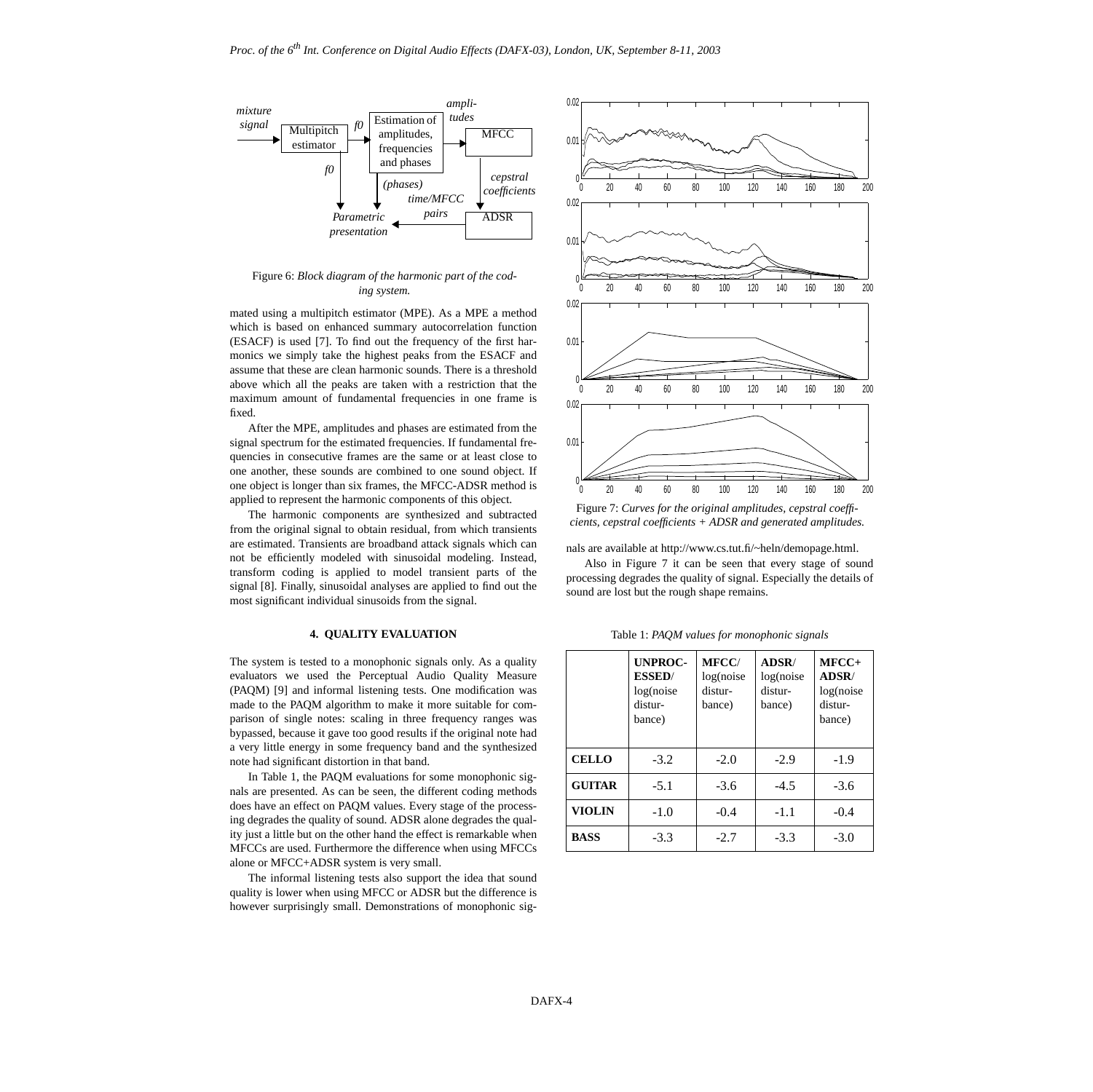Figure 6: *Block diagram of the harmonic part of the coding system.*

mated using a multipitch estimator (MPE). As a MPE a method which is based on enhanced summary autocorrelation function (ESACF) is used [7]. To find out the frequency of the first harmonics we simply take the highest peaks from the ESACF and assume that these are clean harmonic sounds. There is a threshold above which all the peaks are taken with a restriction that the maximum amount of fundamental frequencies in one frame is fixed.

After the MPE, amplitudes and phases are estimated from the signal spectrum for the estimated frequencies. If fundamental frequencies in consecutive frames are the same or at least close to one another, these sounds are combined to one sound object. If one object is longer than six frames, the MFCC-ADSR method is applied to represent the harmonic components of this object.

The harmonic components are synthesized and subtracted from the original signal to obtain residual, from which transients are estimated. Transients are broadband attack signals which can not be efficiently modeled with sinusoidal modeling. Instead, transform coding is applied to model transient parts of the signal [8]. Finally, sinusoidal analyses are applied to find out the most significant individual sinusoids from the signal.

## 4. QUALITY EVALUATION

The system is tested to a monophonic signals only. As a quality evaluators we used the Perceptual Audio Quality Measure (PAQM) [9] and informal listening tests. One modification was made to the PAQM algorithm to make it more suitable for comparison of single notes: scaling in three frequency ranges was bypassed, because it gave too good results if the original note had a very little energy in some frequency band and the synthesized note had significant distortion in that band.

In Table 1, the PAQM evaluations for some monophonic signals are presented. As can be seen, the different coding methods does have an effect on PAQM values. Every stage of the processing degrades the quality of sound. ADSR alone degrades the quality just a little but on the other hand the effect is remarkable when MFCCs are used. Furthermore the difference when using MFCCs alone or MFCC+ADSR system is very small.

The informal listening tests also support the idea that sound quality is lower when using MFCC or ADSR but the difference is however surprisingly small. Demonstrations of monophonic signals are available at http://www.cs.tut.fi/~heln/demopage.html.

Figure 7: *Curves for the original amplitudes, cepstral coefficients, cepstral coefficients + ADSR and generated amplitudes.*

Also in Figure 7 it can be seen that every stage of sound processing degrades the quality of signal. Especially the details of sound are lost but the rough shape remains.

Table 1: *PAQM values for monophonic signals*

| | **UNPROCESSED**/ log(noise disturbance) | **MFCC**/ log(noise disturbance) | **ADSR**/ log(noise disturbance) | **MFCC+ ADSR**/ log(noise disturbance) |
|---|---|---|---|---|
| **CELLO** | -3.2 | -2.0 | -2.9 | -1.9 |
| **GUITAR** | -5.1 | -3.6 | -4.5 | -3.6 |
| **VIOLIN** | -1.0 | -0.4 | -1.1 | -0.4 |
| **BASS** | -3.3 | -2.7 | -3.3 | -3.0 |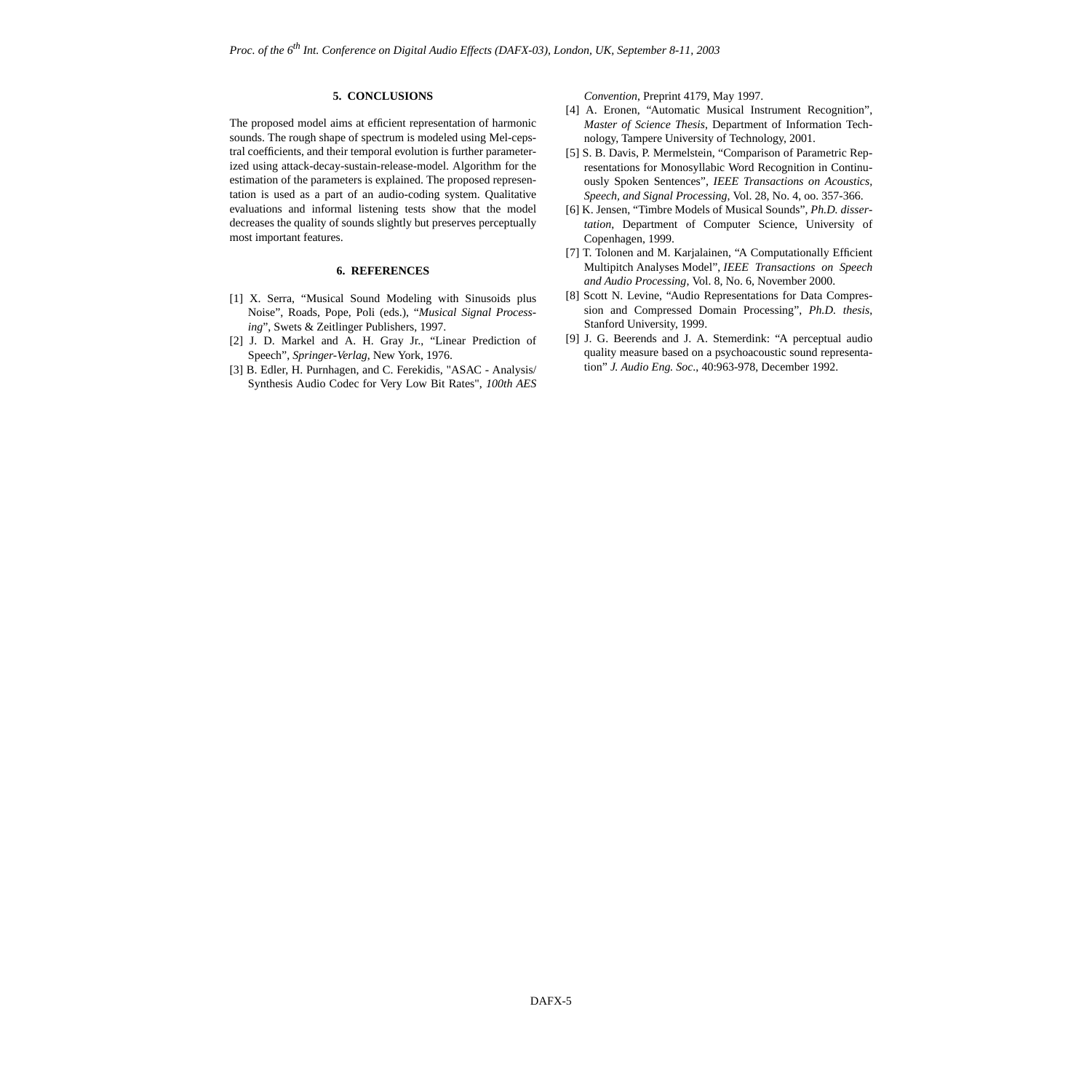## 5. CONCLUSIONS

The proposed model aims at efficient representation of harmonic sounds. The rough shape of spectrum is modeled using Mel-cepstral coefficients, and their temporal evolution is further parameterized using attack-decay-sustain-release-model. Algorithm for the estimation of the parameters is explained. The proposed representation is used as a part of an audio-coding system. Qualitative evaluations and informal listening tests show that the model decreases the quality of sounds slightly but preserves perceptually most important features.

## 6. REFERENCES

[1] X. Serra, "Musical Sound Modeling with Sinusoids plus Noise", Roads, Pope, Poli (eds.), "*Musical Signal Processing*", Swets & Zeitlinger Publishers, 1997.

[2] J. D. Markel and A. H. Gray Jr., "Linear Prediction of Speech", *Springer-Verlag*, New York, 1976.

[3] B. Edler, H. Purnhagen, and C. Ferekidis, "ASAC - Analysis/Synthesis Audio Codec for Very Low Bit Rates", *100th AES Convention*, Preprint 4179, May 1997.

[4] A. Eronen, "Automatic Musical Instrument Recognition", *Master of Science Thesis*, Department of Information Technology, Tampere University of Technology, 2001.

[5] S. B. Davis, P. Mermelstein, "Comparison of Parametric Representations for Monosyllabic Word Recognition in Continuously Spoken Sentences", *IEEE Transactions on Acoustics, Speech, and Signal Processing*, Vol. 28, No. 4, oo. 357-366.

[6] K. Jensen, "Timbre Models of Musical Sounds", *Ph.D. dissertation*, Department of Computer Science, University of Copenhagen, 1999.

[7] T. Tolonen and M. Karjalainen, "A Computationally Efficient Multipitch Analyses Model", *IEEE Transactions on Speech and Audio Processing*, Vol. 8, No. 6, November 2000.

[8] Scott N. Levine, "Audio Representations for Data Compression and Compressed Domain Processing", *Ph.D. thesis*, Stanford University, 1999.

[9] J. G. Beerends and J. A. Stemerdink: "A perceptual audio quality measure based on a psychoacoustic sound representation" *J. Audio Eng. Soc*., 40:963-978, December 1992.